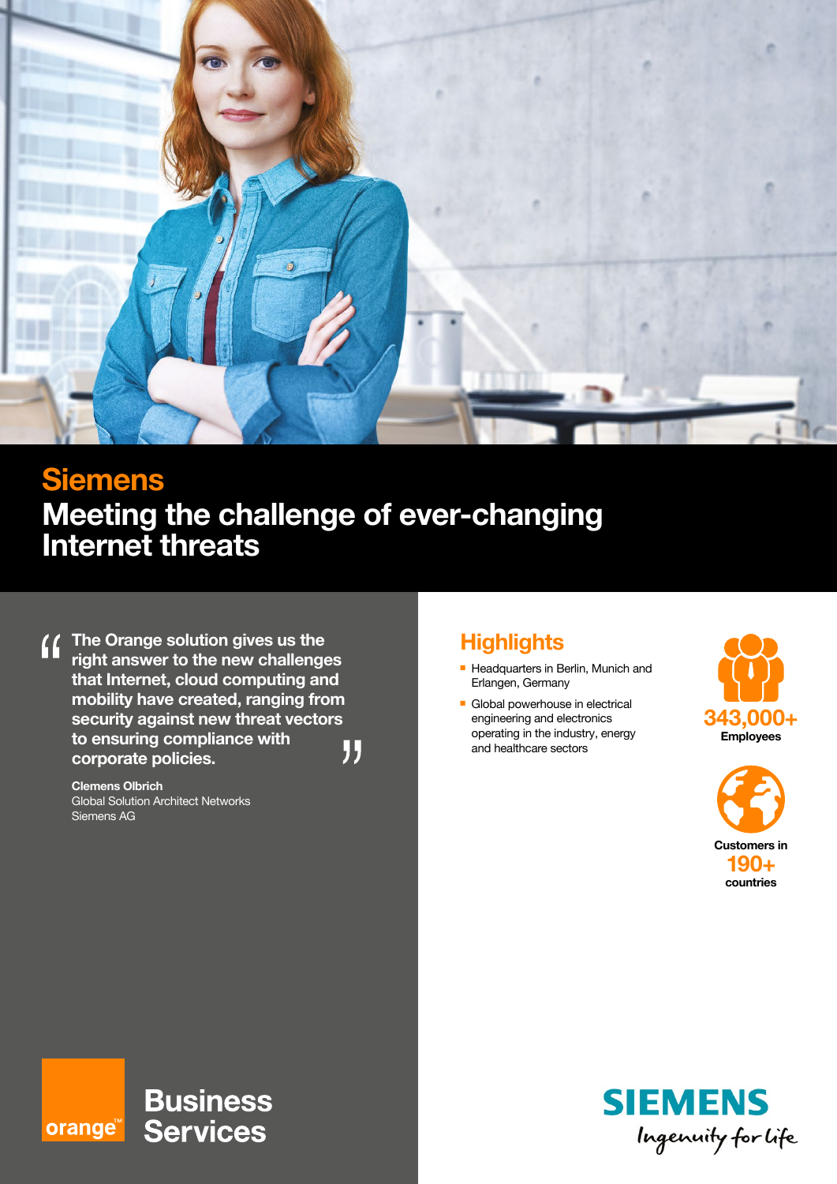# Siemens

## Meeting the challenge of ever-changing Internet threats

> **"The Orange solution gives us the right answer to the new challenges that Internet, cloud computing and mobility have created, ranging from security against new threat vectors to ensuring compliance with corporate policies."**

**Clemens Olbrich**
Global Solution Architect Networks
Siemens AG

## Highlights

- Headquarters in Berlin, Munich and Erlangen, Germany
- Global powerhouse in electrical engineering and electronics operating in the industry, energy and healthcare sectors

**343,000+**
**Employees**

**Customers in**
**190+**
**countries**

orange™ Business Services

SIEMENS
Ingenuity for life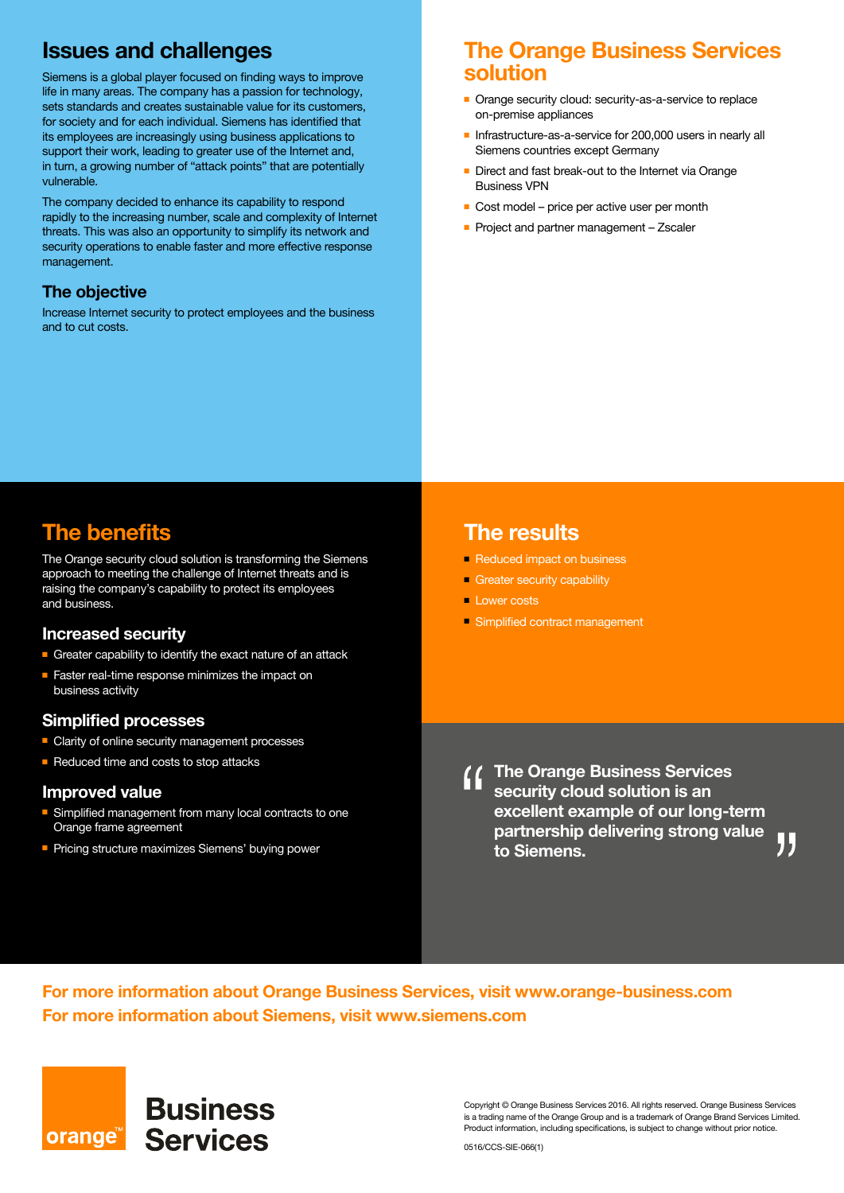## Issues and challenges

Siemens is a global player focused on finding ways to improve life in many areas. The company has a passion for technology, sets standards and creates sustainable value for its customers, for society and for each individual. Siemens has identified that its employees are increasingly using business applications to support their work, leading to greater use of the Internet and, in turn, a growing number of "attack points" that are potentially vulnerable.

The company decided to enhance its capability to respond rapidly to the increasing number, scale and complexity of Internet threats. This was also an opportunity to simplify its network and security operations to enable faster and more effective response management.

### The objective

Increase Internet security to protect employees and the business and to cut costs.

## The Orange Business Services solution

- Orange security cloud: security-as-a-service to replace on-premise appliances
- Infrastructure-as-a-service for 200,000 users in nearly all Siemens countries except Germany
- Direct and fast break-out to the Internet via Orange Business VPN
- Cost model – price per active user per month
- Project and partner management – Zscaler

## The benefits

The Orange security cloud solution is transforming the Siemens approach to meeting the challenge of Internet threats and is raising the company's capability to protect its employees and business.

### Increased security

- Greater capability to identify the exact nature of an attack
- Faster real-time response minimizes the impact on business activity

### Simplified processes

- Clarity of online security management processes
- Reduced time and costs to stop attacks

### Improved value

- Simplified management from many local contracts to one Orange frame agreement
- Pricing structure maximizes Siemens' buying power

## The results

- Reduced impact on business
- Greater security capability
- Lower costs
- Simplified contract management

> **"The Orange Business Services security cloud solution is an excellent example of our long-term partnership delivering strong value to Siemens."**

**For more information about Orange Business Services, visit www.orange-business.com**
**For more information about Siemens, visit www.siemens.com**

orange™ Business Services

Copyright © Orange Business Services 2016. All rights reserved. Orange Business Services is a trading name of the Orange Group and is a trademark of Orange Brand Services Limited. Product information, including specifications, is subject to change without prior notice.

0516/CCS-SIE-066(1)